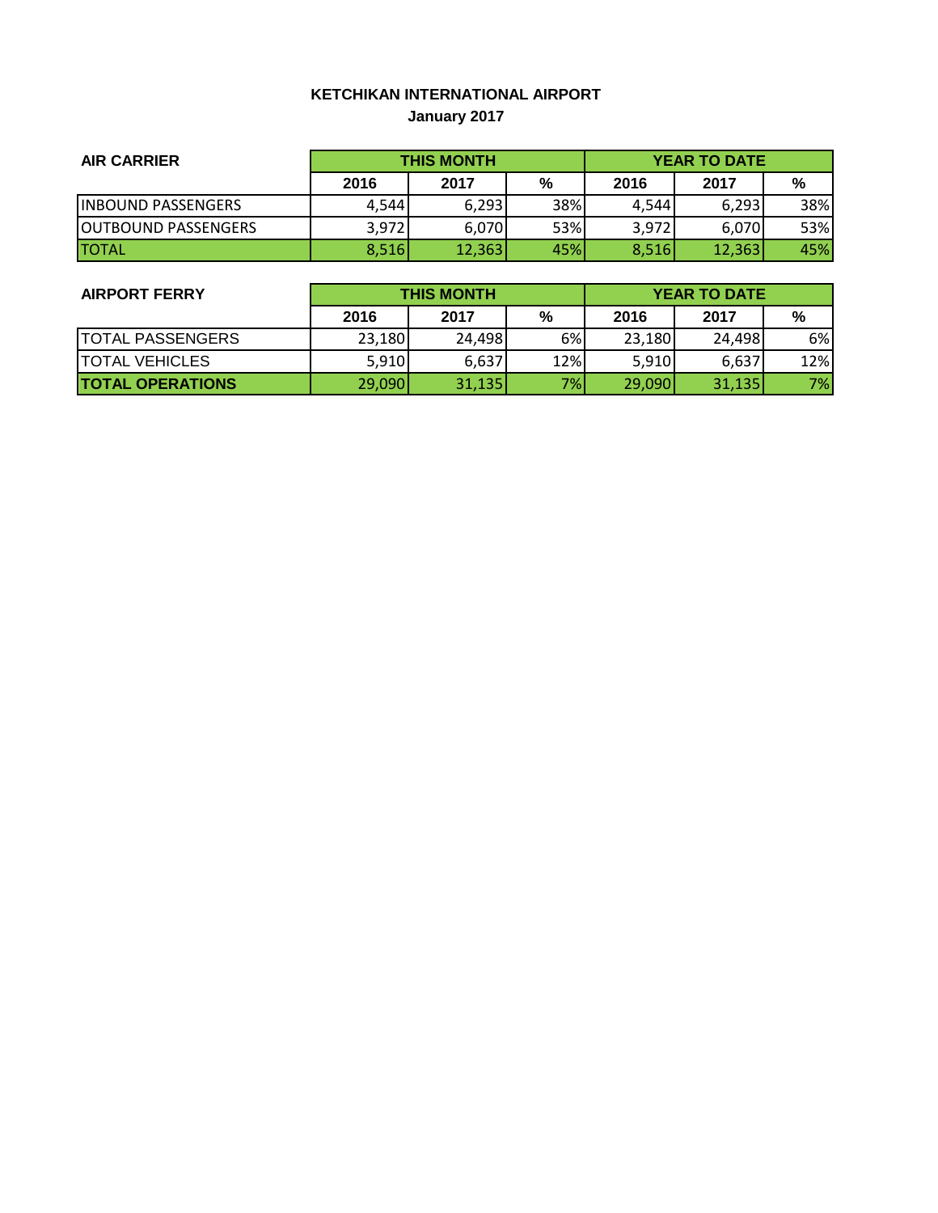# KETCHIKAN INTERNATIONAL AIRPORT

## January 2017

| AIR CARRIER | THIS MONTH | | | YEAR TO DATE | | |
|---|---|---|---|---|---|---|
| | 2016 | 2017 | % | 2016 | 2017 | % |
| INBOUND PASSENGERS | 4,544 | 6,293 | 38% | 4,544 | 6,293 | 38% |
| OUTBOUND PASSENGERS | 3,972 | 6,070 | 53% | 3,972 | 6,070 | 53% |
| TOTAL | 8,516 | 12,363 | 45% | 8,516 | 12,363 | 45% |

| AIRPORT FERRY | THIS MONTH | | | YEAR TO DATE | | |
|---|---|---|---|---|---|---|
| | 2016 | 2017 | % | 2016 | 2017 | % |
| TOTAL PASSENGERS | 23,180 | 24,498 | 6% | 23,180 | 24,498 | 6% |
| TOTAL VEHICLES | 5,910 | 6,637 | 12% | 5,910 | 6,637 | 12% |
| **TOTAL OPERATIONS** | 29,090 | 31,135 | 7% | 29,090 | 31,135 | 7% |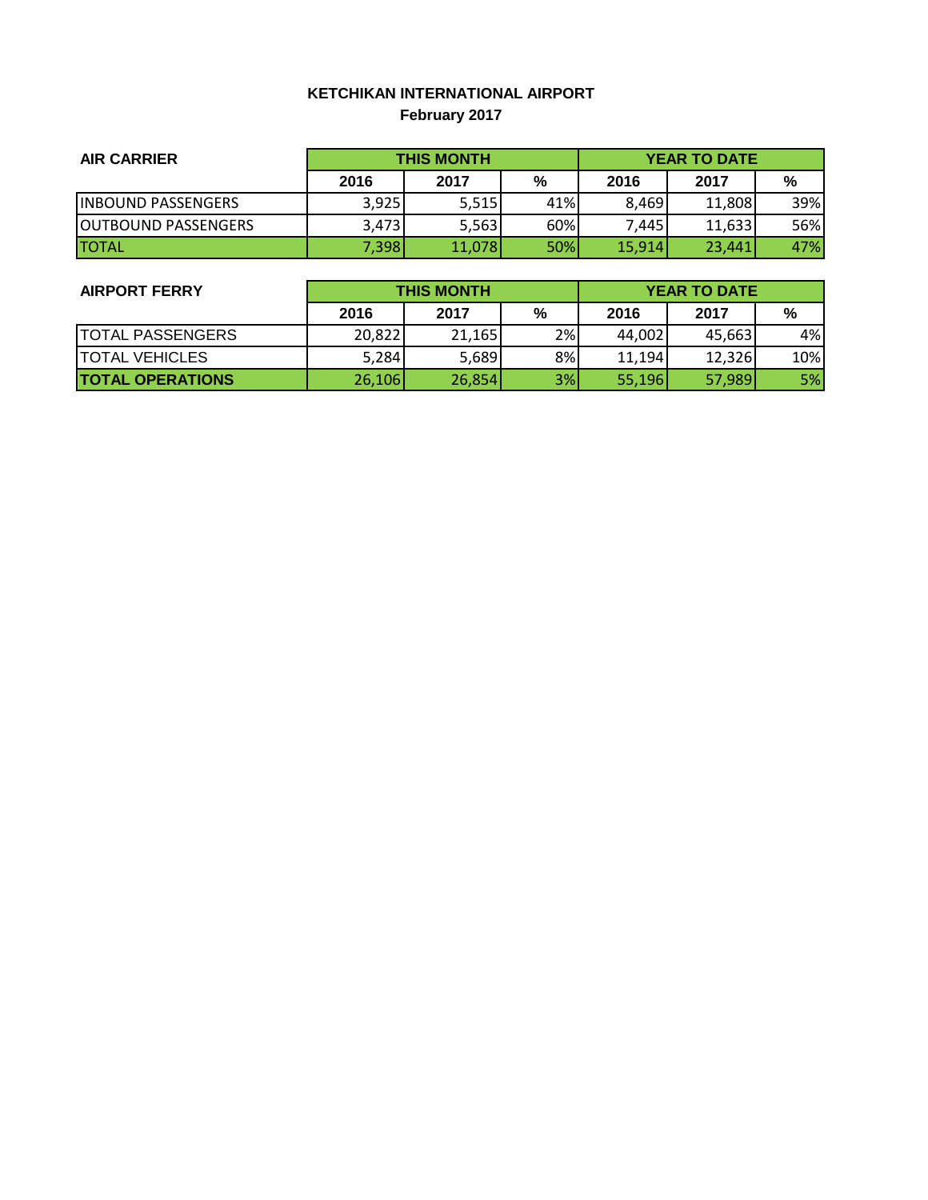**KETCHIKAN INTERNATIONAL AIRPORT**
**February 2017**

| AIR CARRIER | THIS MONTH | | | YEAR TO DATE | | |
|---|---|---|---|---|---|---|
| | 2016 | 2017 | % | 2016 | 2017 | % |
| INBOUND PASSENGERS | 3,925 | 5,515 | 41% | 8,469 | 11,808 | 39% |
| OUTBOUND PASSENGERS | 3,473 | 5,563 | 60% | 7,445 | 11,633 | 56% |
| TOTAL | 7,398 | 11,078 | 50% | 15,914 | 23,441 | 47% |

| AIRPORT FERRY | THIS MONTH | | | YEAR TO DATE | | |
|---|---|---|---|---|---|---|
| | 2016 | 2017 | % | 2016 | 2017 | % |
| TOTAL PASSENGERS | 20,822 | 21,165 | 2% | 44,002 | 45,663 | 4% |
| TOTAL VEHICLES | 5,284 | 5,689 | 8% | 11,194 | 12,326 | 10% |
| **TOTAL OPERATIONS** | 26,106 | 26,854 | 3% | 55,196 | 57,989 | 5% |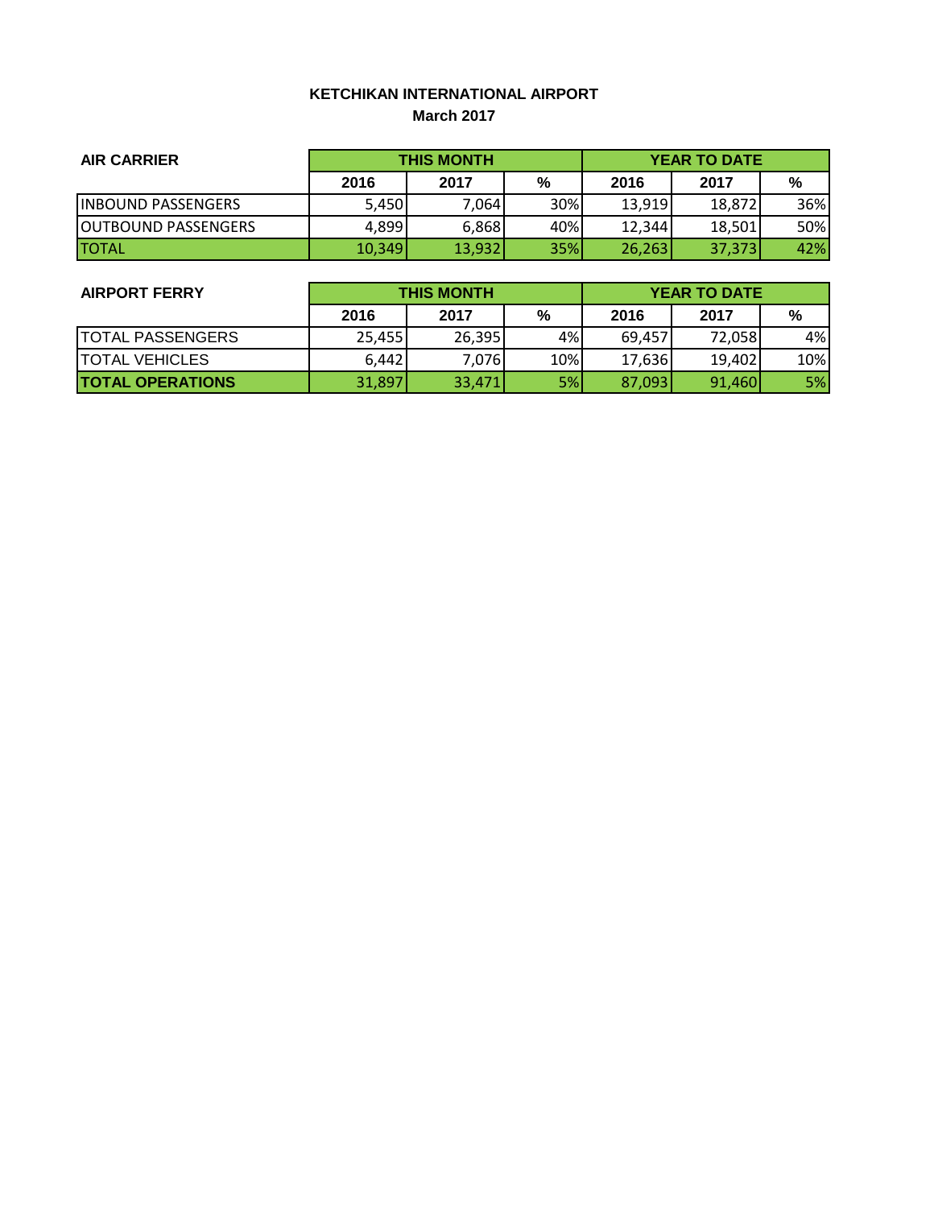**KETCHIKAN INTERNATIONAL AIRPORT**
**March 2017**

| AIR CARRIER | THIS MONTH | | | YEAR TO DATE | | |
|---|---|---|---|---|---|---|
| | 2016 | 2017 | % | 2016 | 2017 | % |
| INBOUND PASSENGERS | 5,450 | 7,064 | 30% | 13,919 | 18,872 | 36% |
| OUTBOUND PASSENGERS | 4,899 | 6,868 | 40% | 12,344 | 18,501 | 50% |
| TOTAL | 10,349 | 13,932 | 35% | 26,263 | 37,373 | 42% |

| AIRPORT FERRY | THIS MONTH | | | YEAR TO DATE | | |
|---|---|---|---|---|---|---|
| | 2016 | 2017 | % | 2016 | 2017 | % |
| TOTAL PASSENGERS | 25,455 | 26,395 | 4% | 69,457 | 72,058 | 4% |
| TOTAL VEHICLES | 6,442 | 7,076 | 10% | 17,636 | 19,402 | 10% |
| **TOTAL OPERATIONS** | 31,897 | 33,471 | 5% | 87,093 | 91,460 | 5% |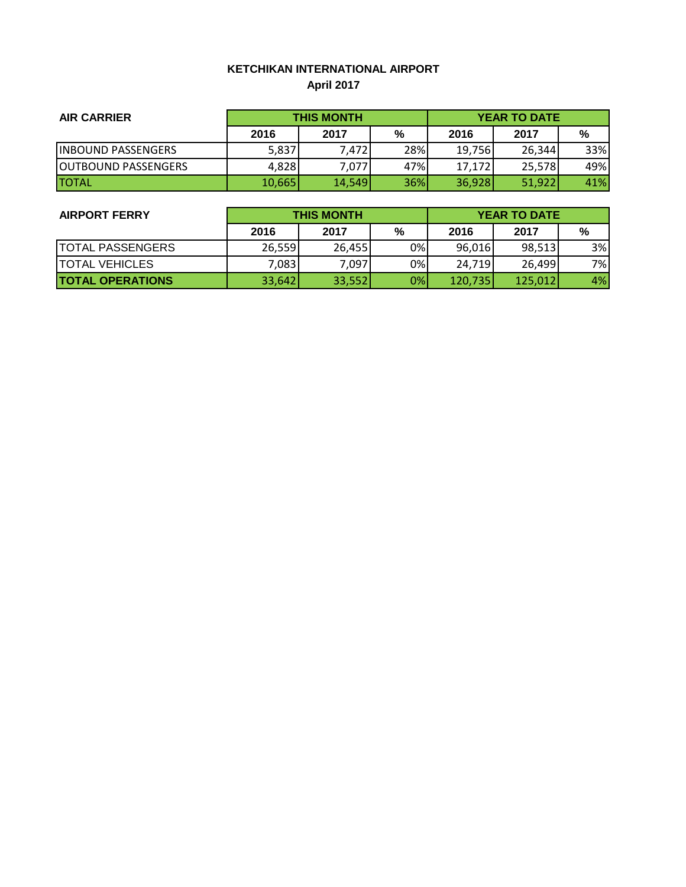**KETCHIKAN INTERNATIONAL AIRPORT**
**April 2017**

| AIR CARRIER | THIS MONTH | | | YEAR TO DATE | | |
|---|---|---|---|---|---|---|
| | 2016 | 2017 | % | 2016 | 2017 | % |
| INBOUND PASSENGERS | 5,837 | 7,472 | 28% | 19,756 | 26,344 | 33% |
| OUTBOUND PASSENGERS | 4,828 | 7,077 | 47% | 17,172 | 25,578 | 49% |
| TOTAL | 10,665 | 14,549 | 36% | 36,928 | 51,922 | 41% |

| AIRPORT FERRY | THIS MONTH | | | YEAR TO DATE | | |
|---|---|---|---|---|---|---|
| | 2016 | 2017 | % | 2016 | 2017 | % |
| TOTAL PASSENGERS | 26,559 | 26,455 | 0% | 96,016 | 98,513 | 3% |
| TOTAL VEHICLES | 7,083 | 7,097 | 0% | 24,719 | 26,499 | 7% |
| **TOTAL OPERATIONS** | 33,642 | 33,552 | 0% | 120,735 | 125,012 | 4% |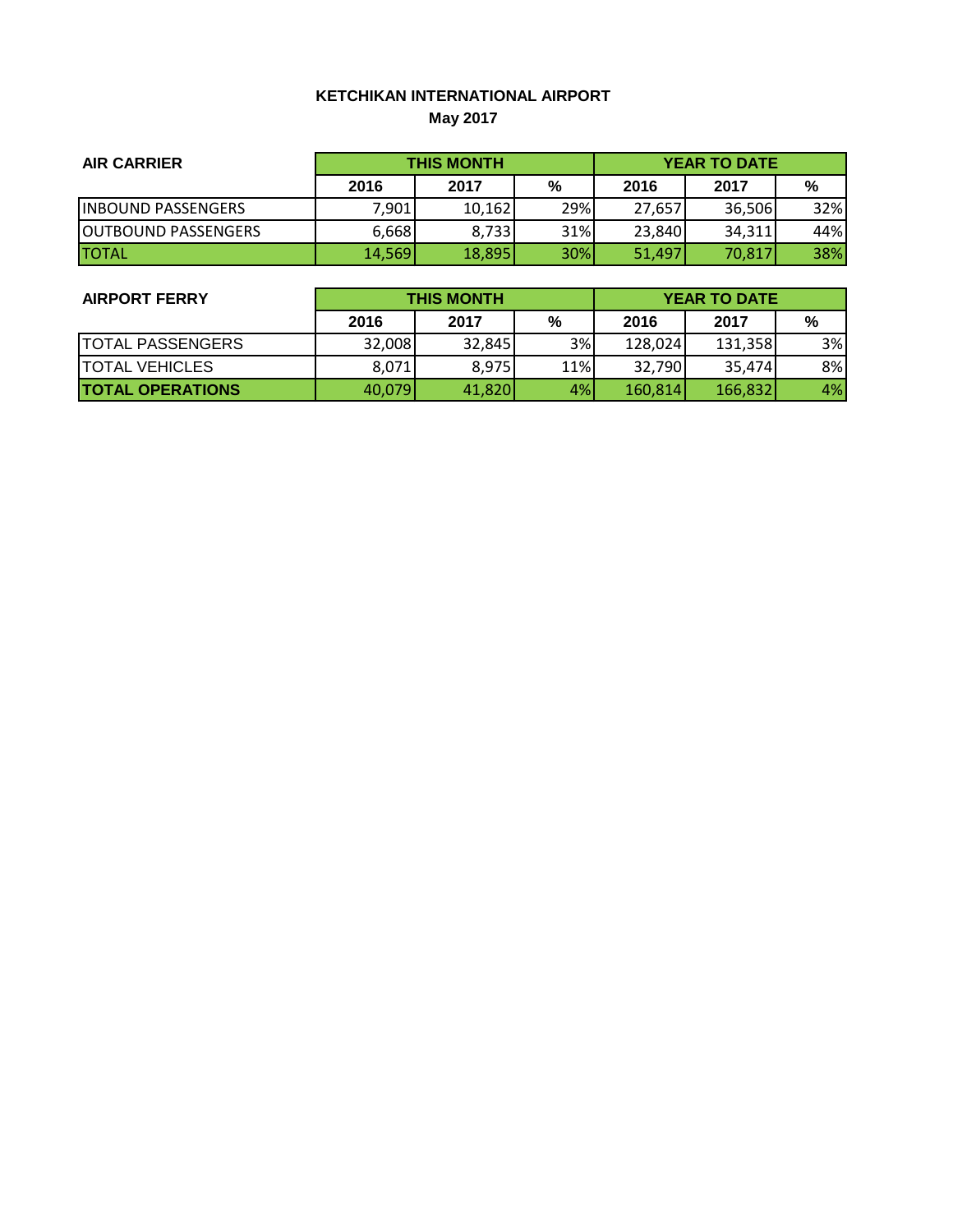# KETCHIKAN INTERNATIONAL AIRPORT

**May 2017**

| AIR CARRIER | THIS MONTH | | | YEAR TO DATE | | |
|---|---|---|---|---|---|---|
| | 2016 | 2017 | % | 2016 | 2017 | % |
| INBOUND PASSENGERS | 7,901 | 10,162 | 29% | 27,657 | 36,506 | 32% |
| OUTBOUND PASSENGERS | 6,668 | 8,733 | 31% | 23,840 | 34,311 | 44% |
| TOTAL | 14,569 | 18,895 | 30% | 51,497 | 70,817 | 38% |

| AIRPORT FERRY | THIS MONTH | | | YEAR TO DATE | | |
|---|---|---|---|---|---|---|
| | 2016 | 2017 | % | 2016 | 2017 | % |
| TOTAL PASSENGERS | 32,008 | 32,845 | 3% | 128,024 | 131,358 | 3% |
| TOTAL VEHICLES | 8,071 | 8,975 | 11% | 32,790 | 35,474 | 8% |
| **TOTAL OPERATIONS** | 40,079 | 41,820 | 4% | 160,814 | 166,832 | 4% |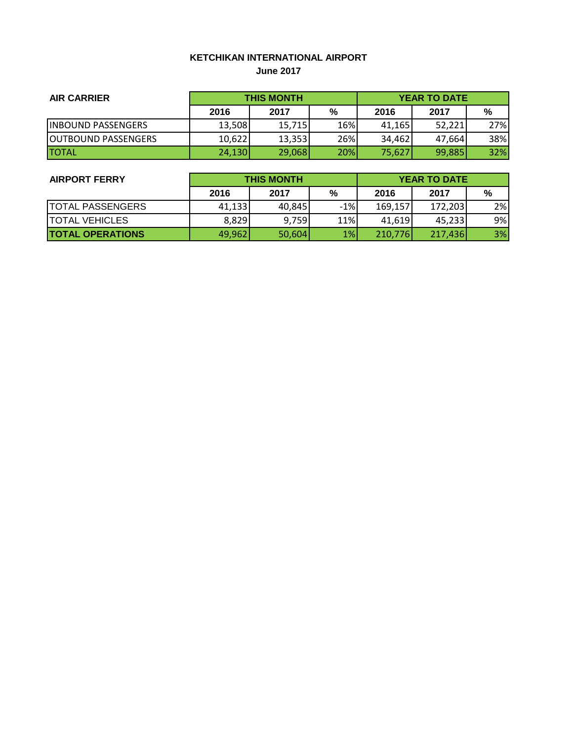### KETCHIKAN INTERNATIONAL AIRPORT

**June 2017**

| AIR CARRIER | THIS MONTH | | | YEAR TO DATE | | |
|---|---|---|---|---|---|---|
| | 2016 | 2017 | % | 2016 | 2017 | % |
| INBOUND PASSENGERS | 13,508 | 15,715 | 16% | 41,165 | 52,221 | 27% |
| OUTBOUND PASSENGERS | 10,622 | 13,353 | 26% | 34,462 | 47,664 | 38% |
| TOTAL | 24,130 | 29,068 | 20% | 75,627 | 99,885 | 32% |

| AIRPORT FERRY | THIS MONTH | | | YEAR TO DATE | | |
|---|---|---|---|---|---|---|
| | 2016 | 2017 | % | 2016 | 2017 | % |
| TOTAL PASSENGERS | 41,133 | 40,845 | -1% | 169,157 | 172,203 | 2% |
| TOTAL VEHICLES | 8,829 | 9,759 | 11% | 41,619 | 45,233 | 9% |
| **TOTAL OPERATIONS** | 49,962 | 50,604 | 1% | 210,776 | 217,436 | 3% |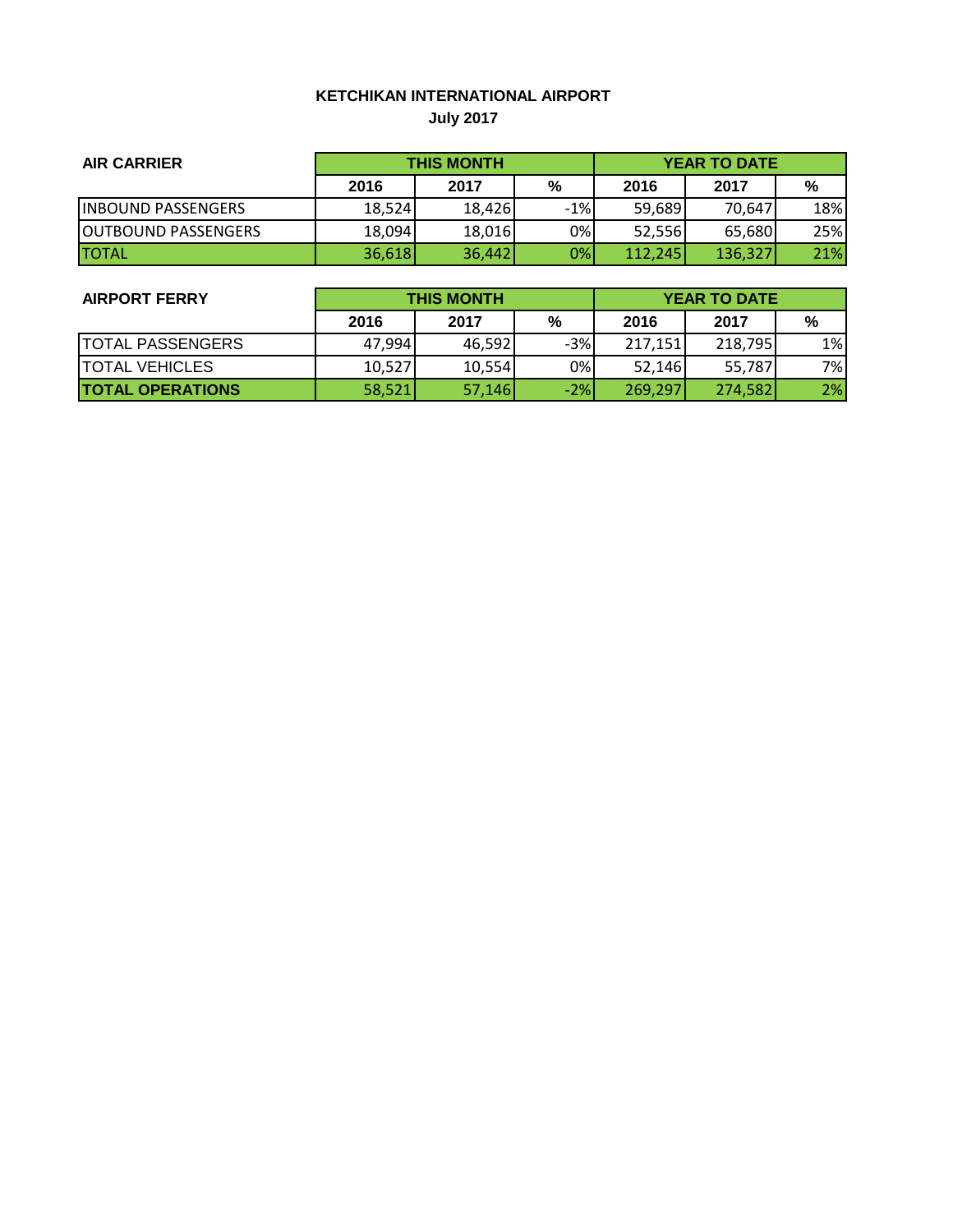**KETCHIKAN INTERNATIONAL AIRPORT**

**July 2017**

| AIR CARRIER | THIS MONTH | | | YEAR TO DATE | | |
|---|---|---|---|---|---|---|
| | 2016 | 2017 | % | 2016 | 2017 | % |
| INBOUND PASSENGERS | 18,524 | 18,426 | -1% | 59,689 | 70,647 | 18% |
| OUTBOUND PASSENGERS | 18,094 | 18,016 | 0% | 52,556 | 65,680 | 25% |
| TOTAL | 36,618 | 36,442 | 0% | 112,245 | 136,327 | 21% |

| AIRPORT FERRY | THIS MONTH | | | YEAR TO DATE | | |
|---|---|---|---|---|---|---|
| | 2016 | 2017 | % | 2016 | 2017 | % |
| TOTAL PASSENGERS | 47,994 | 46,592 | -3% | 217,151 | 218,795 | 1% |
| TOTAL VEHICLES | 10,527 | 10,554 | 0% | 52,146 | 55,787 | 7% |
| **TOTAL OPERATIONS** | 58,521 | 57,146 | -2% | 269,297 | 274,582 | 2% |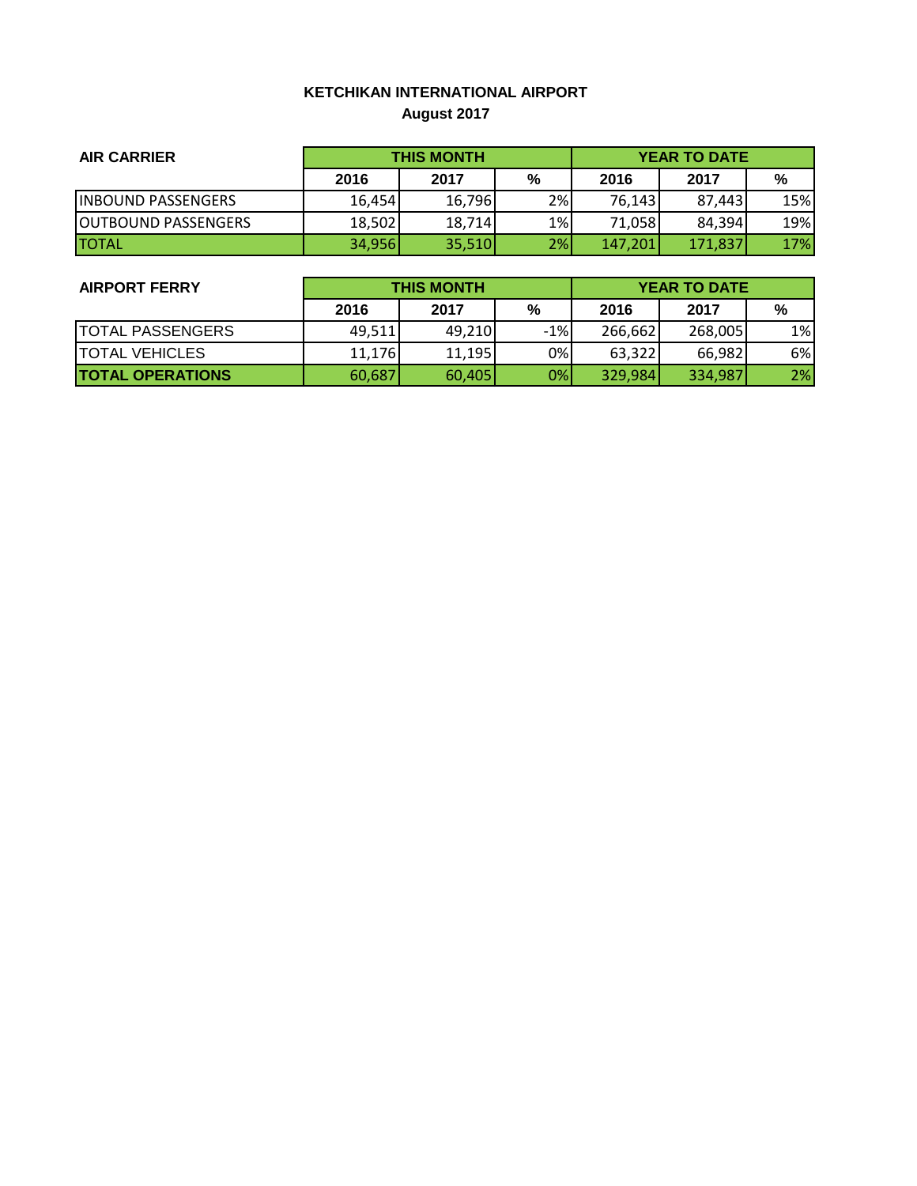**KETCHIKAN INTERNATIONAL AIRPORT**
**August 2017**

| AIR CARRIER | THIS MONTH | | | YEAR TO DATE | | |
|---|---|---|---|---|---|---|
| | 2016 | 2017 | % | 2016 | 2017 | % |
| INBOUND PASSENGERS | 16,454 | 16,796 | 2% | 76,143 | 87,443 | 15% |
| OUTBOUND PASSENGERS | 18,502 | 18,714 | 1% | 71,058 | 84,394 | 19% |
| TOTAL | 34,956 | 35,510 | 2% | 147,201 | 171,837 | 17% |

| AIRPORT FERRY | THIS MONTH | | | YEAR TO DATE | | |
|---|---|---|---|---|---|---|
| | 2016 | 2017 | % | 2016 | 2017 | % |
| TOTAL PASSENGERS | 49,511 | 49,210 | -1% | 266,662 | 268,005 | 1% |
| TOTAL VEHICLES | 11,176 | 11,195 | 0% | 63,322 | 66,982 | 6% |
| **TOTAL OPERATIONS** | 60,687 | 60,405 | 0% | 329,984 | 334,987 | 2% |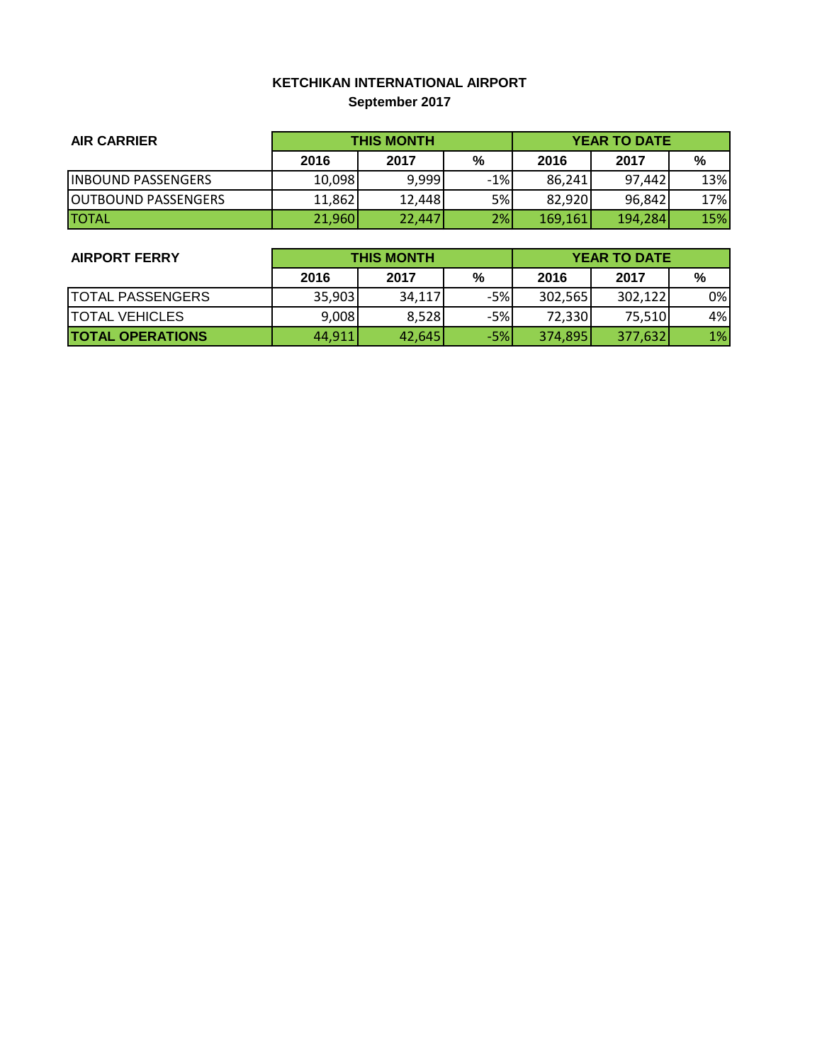**KETCHIKAN INTERNATIONAL AIRPORT**

**September 2017**

| AIR CARRIER | THIS MONTH | | | YEAR TO DATE | | |
|---|---|---|---|---|---|---|
| | 2016 | 2017 | % | 2016 | 2017 | % |
| INBOUND PASSENGERS | 10,098 | 9,999 | -1% | 86,241 | 97,442 | 13% |
| OUTBOUND PASSENGERS | 11,862 | 12,448 | 5% | 82,920 | 96,842 | 17% |
| TOTAL | 21,960 | 22,447 | 2% | 169,161 | 194,284 | 15% |

| AIRPORT FERRY | THIS MONTH | | | YEAR TO DATE | | |
|---|---|---|---|---|---|---|
| | 2016 | 2017 | % | 2016 | 2017 | % |
| TOTAL PASSENGERS | 35,903 | 34,117 | -5% | 302,565 | 302,122 | 0% |
| TOTAL VEHICLES | 9,008 | 8,528 | -5% | 72,330 | 75,510 | 4% |
| **TOTAL OPERATIONS** | 44,911 | 42,645 | -5% | 374,895 | 377,632 | 1% |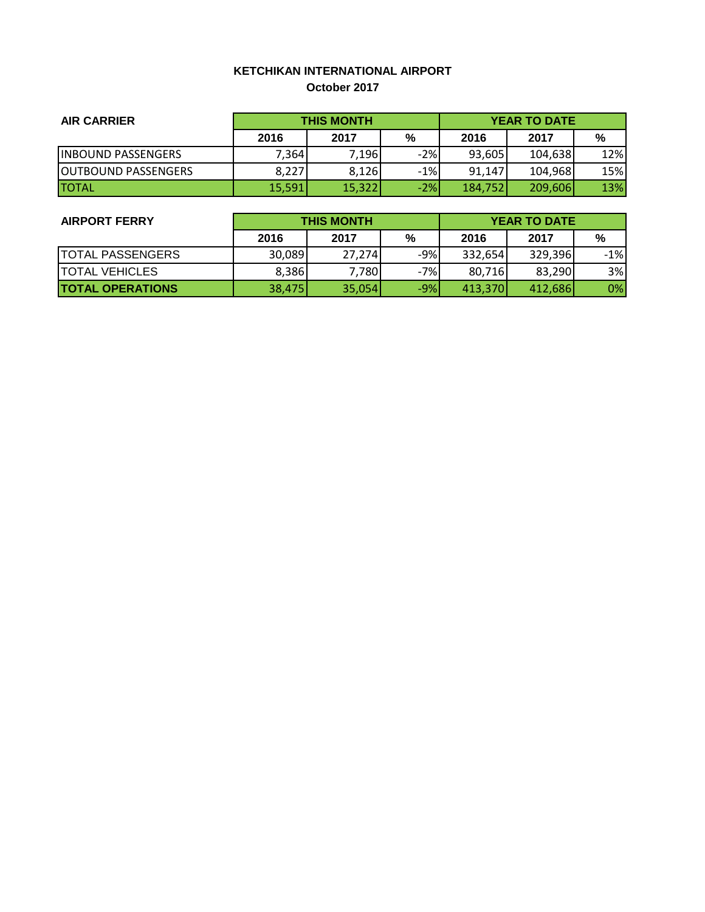**KETCHIKAN INTERNATIONAL AIRPORT**
**October 2017**

| AIR CARRIER | THIS MONTH | | | YEAR TO DATE | | |
|---|---|---|---|---|---|---|
| | 2016 | 2017 | % | 2016 | 2017 | % |
| INBOUND PASSENGERS | 7,364 | 7,196 | -2% | 93,605 | 104,638 | 12% |
| OUTBOUND PASSENGERS | 8,227 | 8,126 | -1% | 91,147 | 104,968 | 15% |
| TOTAL | 15,591 | 15,322 | -2% | 184,752 | 209,606 | 13% |

| AIRPORT FERRY | THIS MONTH | | | YEAR TO DATE | | |
|---|---|---|---|---|---|---|
| | 2016 | 2017 | % | 2016 | 2017 | % |
| TOTAL PASSENGERS | 30,089 | 27,274 | -9% | 332,654 | 329,396 | -1% |
| TOTAL VEHICLES | 8,386 | 7,780 | -7% | 80,716 | 83,290 | 3% |
| **TOTAL OPERATIONS** | 38,475 | 35,054 | -9% | 413,370 | 412,686 | 0% |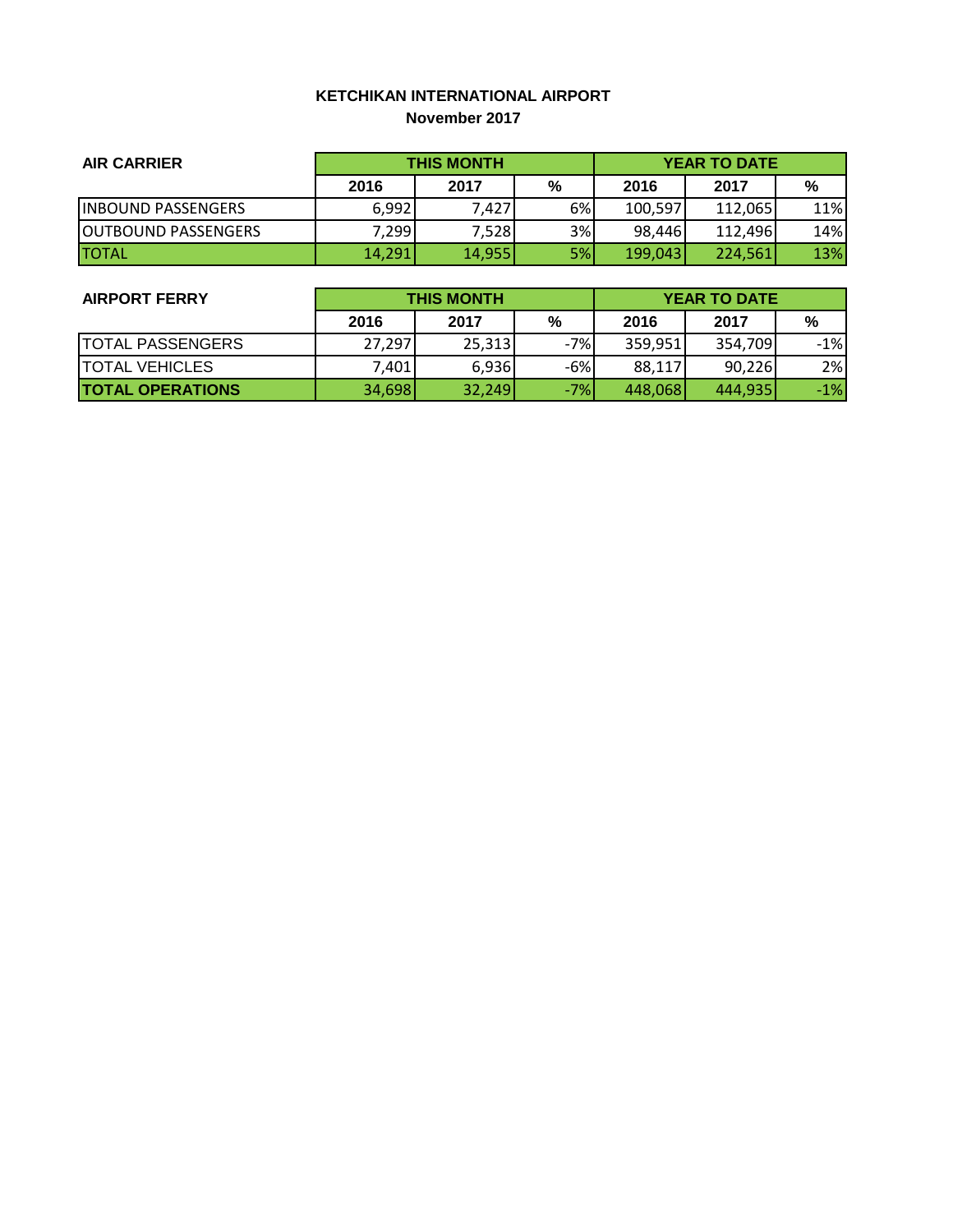# KETCHIKAN INTERNATIONAL AIRPORT

## November 2017

| AIR CARRIER | THIS MONTH | | | YEAR TO DATE | | |
|---|---|---|---|---|---|---|
| | 2016 | 2017 | % | 2016 | 2017 | % |
| INBOUND PASSENGERS | 6,992 | 7,427 | 6% | 100,597 | 112,065 | 11% |
| OUTBOUND PASSENGERS | 7,299 | 7,528 | 3% | 98,446 | 112,496 | 14% |
| TOTAL | 14,291 | 14,955 | 5% | 199,043 | 224,561 | 13% |

| AIRPORT FERRY | THIS MONTH | | | YEAR TO DATE | | |
|---|---|---|---|---|---|---|
| | 2016 | 2017 | % | 2016 | 2017 | % |
| TOTAL PASSENGERS | 27,297 | 25,313 | -7% | 359,951 | 354,709 | -1% |
| TOTAL VEHICLES | 7,401 | 6,936 | -6% | 88,117 | 90,226 | 2% |
| **TOTAL OPERATIONS** | 34,698 | 32,249 | -7% | 448,068 | 444,935 | -1% |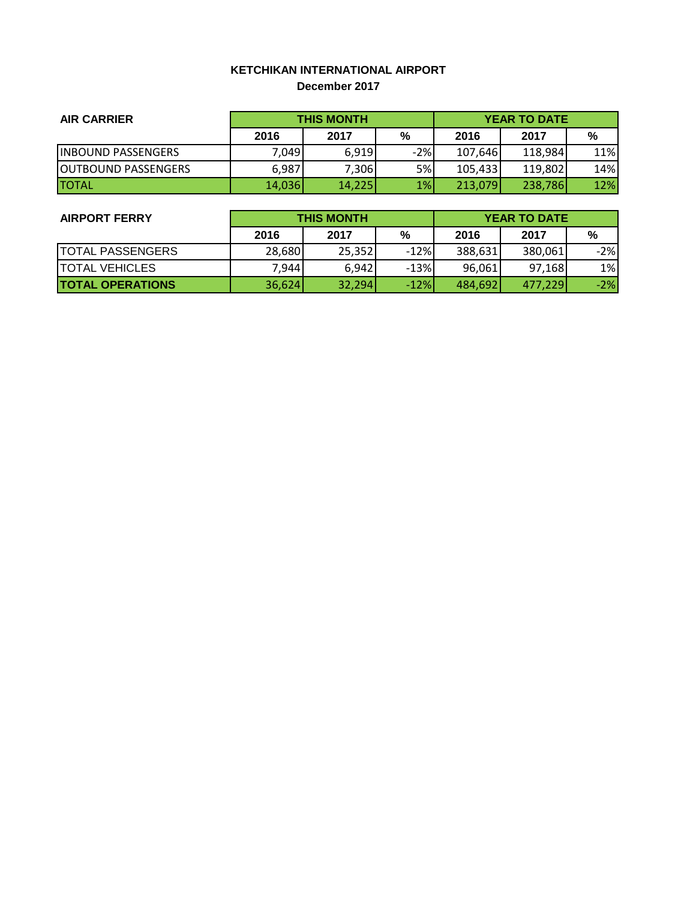**KETCHIKAN INTERNATIONAL AIRPORT**

**December 2017**

| AIR CARRIER | THIS MONTH | | | YEAR TO DATE | | |
|---|---|---|---|---|---|---|
| | 2016 | 2017 | % | 2016 | 2017 | % |
| INBOUND PASSENGERS | 7,049 | 6,919 | -2% | 107,646 | 118,984 | 11% |
| OUTBOUND PASSENGERS | 6,987 | 7,306 | 5% | 105,433 | 119,802 | 14% |
| TOTAL | 14,036 | 14,225 | 1% | 213,079 | 238,786 | 12% |

| AIRPORT FERRY | THIS MONTH | | | YEAR TO DATE | | |
|---|---|---|---|---|---|---|
| | 2016 | 2017 | % | 2016 | 2017 | % |
| TOTAL PASSENGERS | 28,680 | 25,352 | -12% | 388,631 | 380,061 | -2% |
| TOTAL VEHICLES | 7,944 | 6,942 | -13% | 96,061 | 97,168 | 1% |
| **TOTAL OPERATIONS** | 36,624 | 32,294 | -12% | 484,692 | 477,229 | -2% |